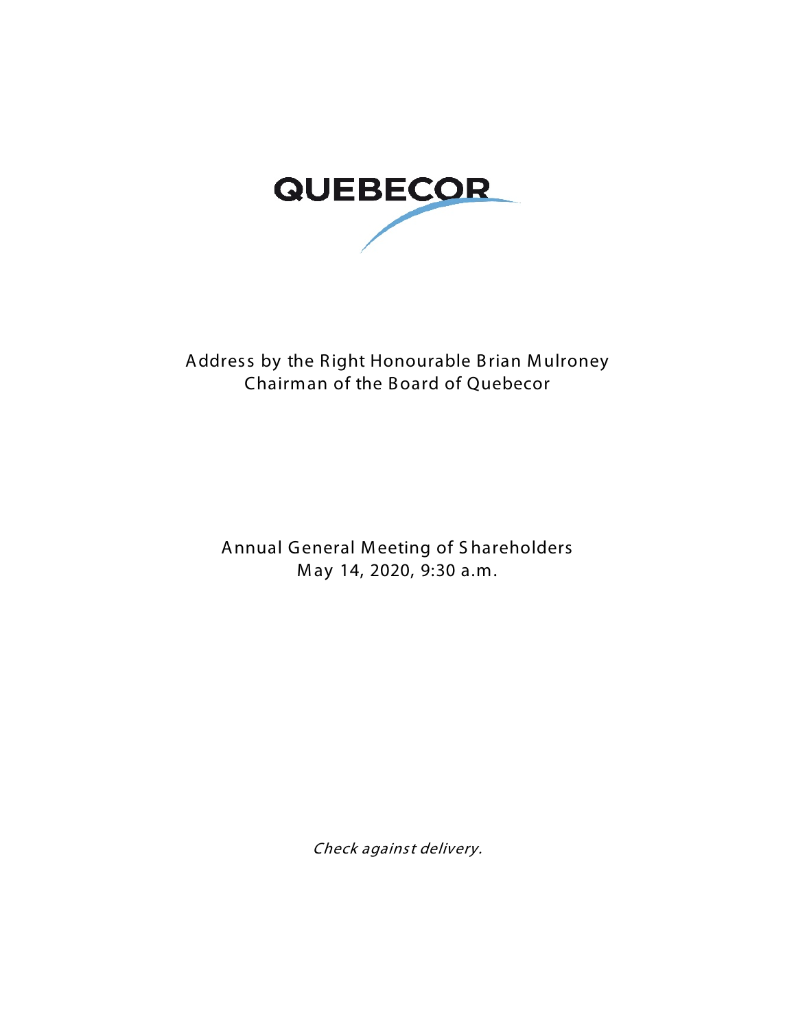QUEBECOR

Address by the Right Honourable Brian Mulroney
Chairman of the Board of Quebecor

Annual General Meeting of Shareholders
May 14, 2020, 9:30 a.m.

*Check against delivery.*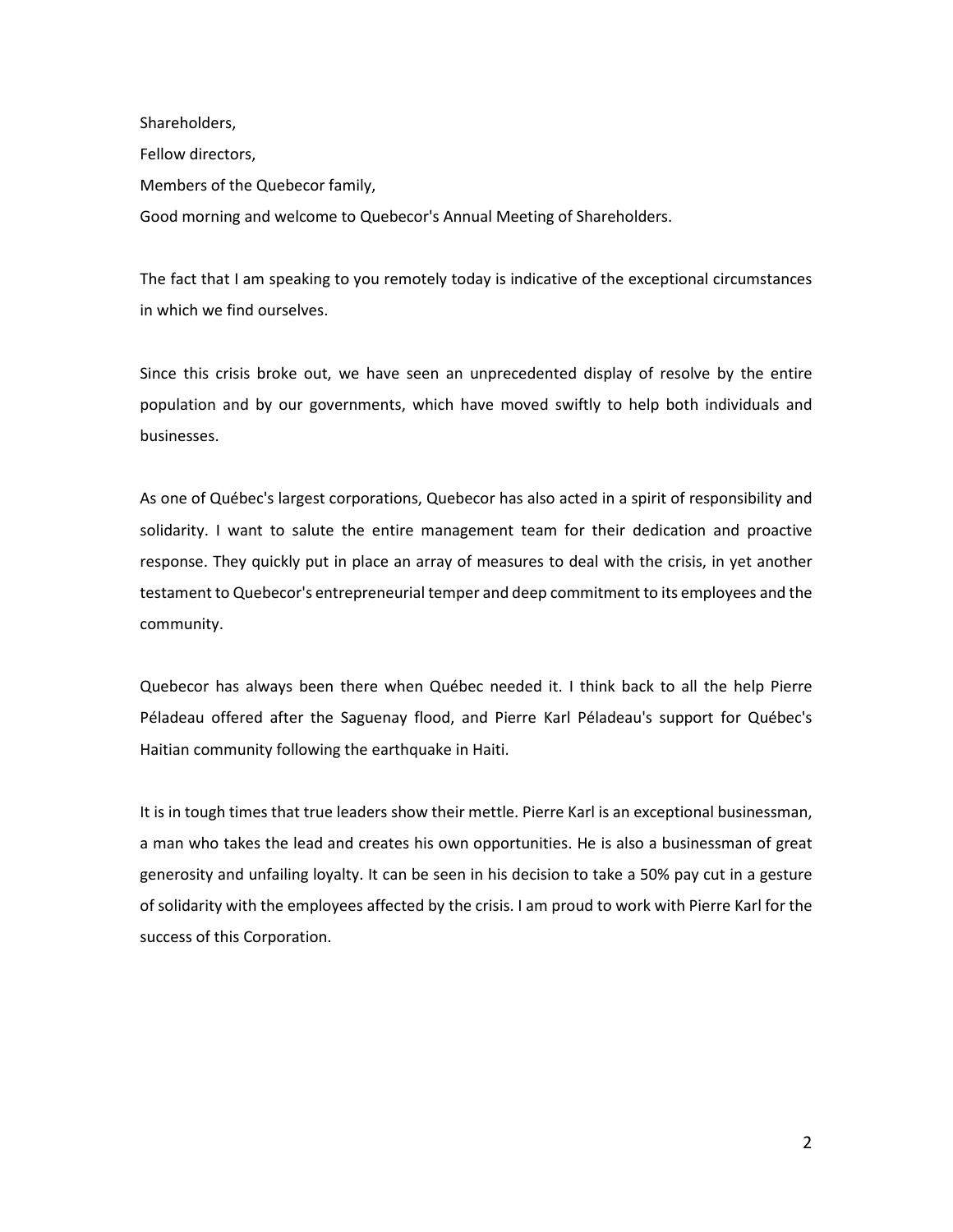Shareholders,

Fellow directors,

Members of the Quebecor family,

Good morning and welcome to Quebecor's Annual Meeting of Shareholders.

The fact that I am speaking to you remotely today is indicative of the exceptional circumstances in which we find ourselves.

Since this crisis broke out, we have seen an unprecedented display of resolve by the entire population and by our governments, which have moved swiftly to help both individuals and businesses.

As one of Québec's largest corporations, Quebecor has also acted in a spirit of responsibility and solidarity. I want to salute the entire management team for their dedication and proactive response. They quickly put in place an array of measures to deal with the crisis, in yet another testament to Quebecor's entrepreneurial temper and deep commitment to its employees and the community.

Quebecor has always been there when Québec needed it. I think back to all the help Pierre Péladeau offered after the Saguenay flood, and Pierre Karl Péladeau's support for Québec's Haitian community following the earthquake in Haiti.

It is in tough times that true leaders show their mettle. Pierre Karl is an exceptional businessman, a man who takes the lead and creates his own opportunities. He is also a businessman of great generosity and unfailing loyalty. It can be seen in his decision to take a 50% pay cut in a gesture of solidarity with the employees affected by the crisis. I am proud to work with Pierre Karl for the success of this Corporation.